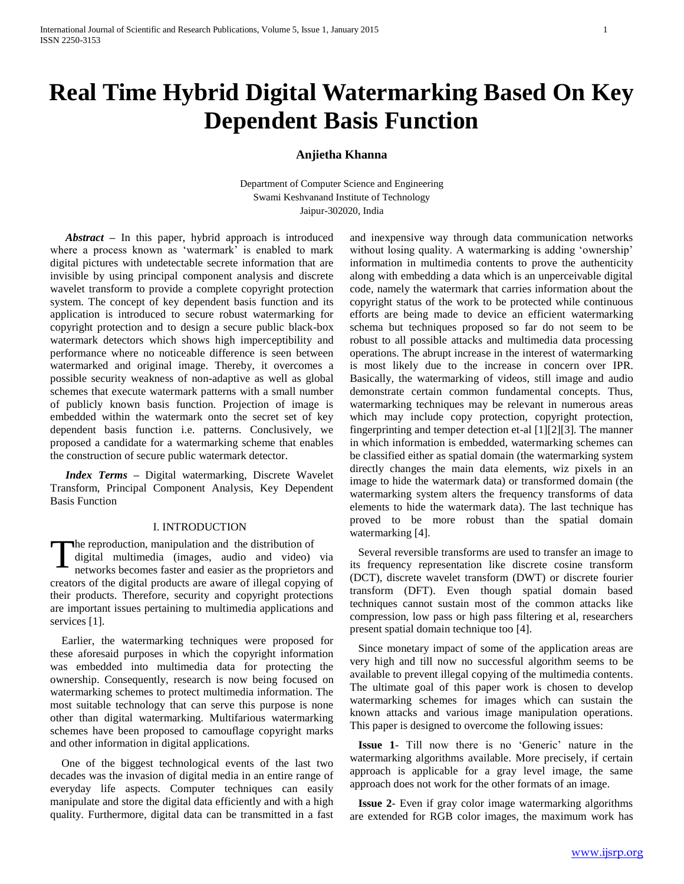# Real Time Hybrid Digital Watermarking Based On Key Dependent Basis Function

**Anjietha Khanna**

Department of Computer Science and Engineering
Swami Keshvanand Institute of Technology
Jaipur-302020, India

***Abstract*** – In this paper, hybrid approach is introduced where a process known as 'watermark' is enabled to mark digital pictures with undetectable secrete information that are invisible by using principal component analysis and discrete wavelet transform to provide a complete copyright protection system. The concept of key dependent basis function and its application is introduced to secure robust watermarking for copyright protection and to design a secure public black-box watermark detectors which shows high imperceptibility and performance where no noticeable difference is seen between watermarked and original image. Thereby, it overcomes a possible security weakness of non-adaptive as well as global schemes that execute watermark patterns with a small number of publicly known basis function. Projection of image is embedded within the watermark onto the secret set of key dependent basis function i.e. patterns. Conclusively, we proposed a candidate for a watermarking scheme that enables the construction of secure public watermark detector.

***Index Terms*** – Digital watermarking, Discrete Wavelet Transform, Principal Component Analysis, Key Dependent Basis Function

## I. INTRODUCTION

The reproduction, manipulation and the distribution of digital multimedia (images, audio and video) via networks becomes faster and easier as the proprietors and creators of the digital products are aware of illegal copying of their products. Therefore, security and copyright protections are important issues pertaining to multimedia applications and services [1].

Earlier, the watermarking techniques were proposed for these aforesaid purposes in which the copyright information was embedded into multimedia data for protecting the ownership. Consequently, research is now being focused on watermarking schemes to protect multimedia information. The most suitable technology that can serve this purpose is none other than digital watermarking. Multifarious watermarking schemes have been proposed to camouflage copyright marks and other information in digital applications.

One of the biggest technological events of the last two decades was the invasion of digital media in an entire range of everyday life aspects. Computer techniques can easily manipulate and store the digital data efficiently and with a high quality. Furthermore, digital data can be transmitted in a fast and inexpensive way through data communication networks without losing quality. A watermarking is adding 'ownership' information in multimedia contents to prove the authenticity along with embedding a data which is an unperceivable digital code, namely the watermark that carries information about the copyright status of the work to be protected while continuous efforts are being made to device an efficient watermarking schema but techniques proposed so far do not seem to be robust to all possible attacks and multimedia data processing operations. The abrupt increase in the interest of watermarking is most likely due to the increase in concern over IPR. Basically, the watermarking of videos, still image and audio demonstrate certain common fundamental concepts. Thus, watermarking techniques may be relevant in numerous areas which may include copy protection, copyright protection, fingerprinting and temper detection et-al [1][2][3]. The manner in which information is embedded, watermarking schemes can be classified either as spatial domain (the watermarking system directly changes the main data elements, wiz pixels in an image to hide the watermark data) or transformed domain (the watermarking system alters the frequency transforms of data elements to hide the watermark data). The last technique has proved to be more robust than the spatial domain watermarking [4].

Several reversible transforms are used to transfer an image to its frequency representation like discrete cosine transform (DCT), discrete wavelet transform (DWT) or discrete fourier transform (DFT). Even though spatial domain based techniques cannot sustain most of the common attacks like compression, low pass or high pass filtering et al, researchers present spatial domain technique too [4].

Since monetary impact of some of the application areas are very high and till now no successful algorithm seems to be available to prevent illegal copying of the multimedia contents. The ultimate goal of this paper work is chosen to develop watermarking schemes for images which can sustain the known attacks and various image manipulation operations. This paper is designed to overcome the following issues:

**Issue 1**- Till now there is no 'Generic' nature in the watermarking algorithms available. More precisely, if certain approach is applicable for a gray level image, the same approach does not work for the other formats of an image.

**Issue 2**- Even if gray color image watermarking algorithms are extended for RGB color images, the maximum work has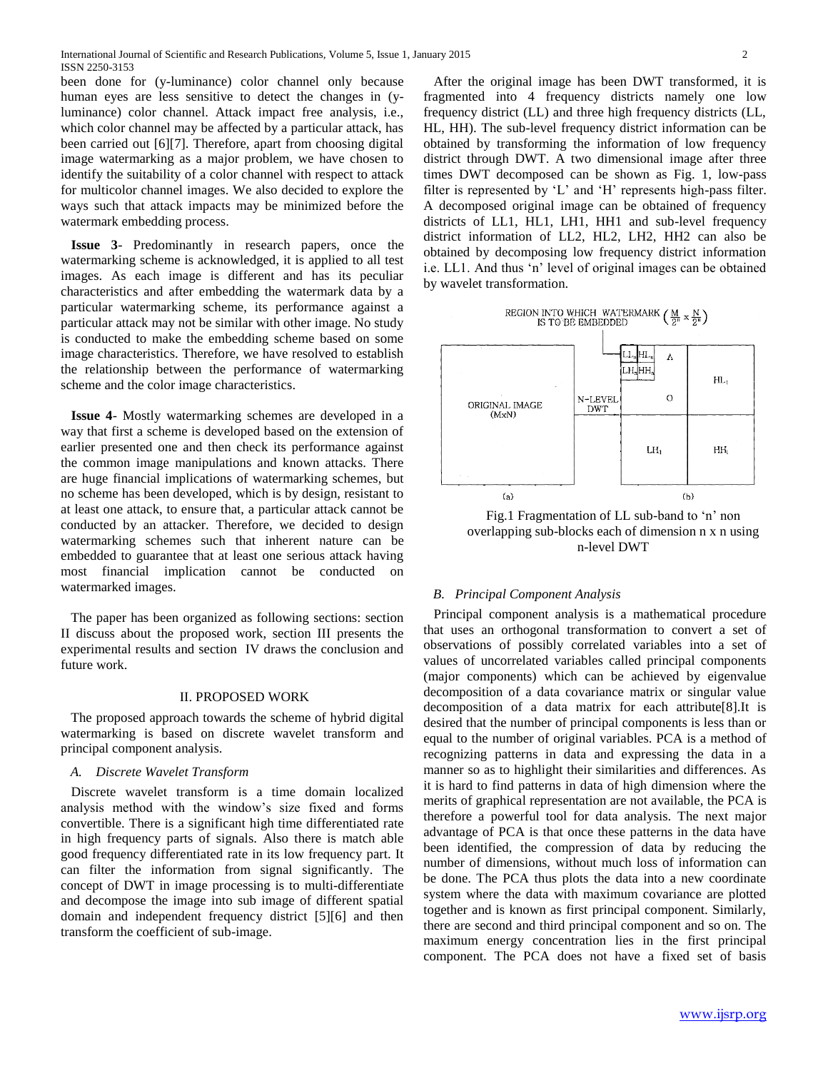been done for (y-luminance) color channel only because human eyes are less sensitive to detect the changes in (y-luminance) color channel. Attack impact free analysis, i.e., which color channel may be affected by a particular attack, has been carried out [6][7]. Therefore, apart from choosing digital image watermarking as a major problem, we have chosen to identify the suitability of a color channel with respect to attack for multicolor channel images. We also decided to explore the ways such that attack impacts may be minimized before the watermark embedding process.

**Issue 3**- Predominantly in research papers, once the watermarking scheme is acknowledged, it is applied to all test images. As each image is different and has its peculiar characteristics and after embedding the watermark data by a particular watermarking scheme, its performance against a particular attack may not be similar with other image. No study is conducted to make the embedding scheme based on some image characteristics. Therefore, we have resolved to establish the relationship between the performance of watermarking scheme and the color image characteristics.

**Issue 4**- Mostly watermarking schemes are developed in a way that first a scheme is developed based on the extension of earlier presented one and then check its performance against the common image manipulations and known attacks. There are huge financial implications of watermarking schemes, but no scheme has been developed, which is by design, resistant to at least one attack, to ensure that, a particular attack cannot be conducted by an attacker. Therefore, we decided to design watermarking schemes such that inherent nature can be embedded to guarantee that at least one serious attack having most financial implication cannot be conducted on watermarked images.

The paper has been organized as following sections: section II discuss about the proposed work, section III presents the experimental results and section IV draws the conclusion and future work.

## II. PROPOSED WORK

The proposed approach towards the scheme of hybrid digital watermarking is based on discrete wavelet transform and principal component analysis.

### *A. Discrete Wavelet Transform*

Discrete wavelet transform is a time domain localized analysis method with the window's size fixed and forms convertible. There is a significant high time differentiated rate in high frequency parts of signals. Also there is match able good frequency differentiated rate in its low frequency part. It can filter the information from signal significantly. The concept of DWT in image processing is to multi-differentiate and decompose the image into sub image of different spatial domain and independent frequency district [5][6] and then transform the coefficient of sub-image.

After the original image has been DWT transformed, it is fragmented into 4 frequency districts namely one low frequency district (LL) and three high frequency districts (LL, HL, HH). The sub-level frequency district information can be obtained by transforming the information of low frequency district through DWT. A two dimensional image after three times DWT decomposed can be shown as Fig. 1, low-pass filter is represented by 'L' and 'H' represents high-pass filter. A decomposed original image can be obtained of frequency districts of LL1, HL1, LH1, HH1 and sub-level frequency district information of LL2, HL2, LH2, HH2 can also be obtained by decomposing low frequency district information i.e. LL1. And thus 'n' level of original images can be obtained by wavelet transformation.

REGION INTO WHICH WATERMARK IS TO BE EMBEDDED $\left(\frac{M}{2^n} \times \frac{N}{2^n}\right)$

ORIGINAL IMAGE (MxN) — N-LEVEL DWT — $LL_n$, $HL_n$, $LH_n$, $HH_n$, A, O, $HL_1$, $LH_1$, $HH_1$

(a) (b)

Fig.1 Fragmentation of LL sub-band to 'n' non overlapping sub-blocks each of dimension n x n using n-level DWT

### *B. Principal Component Analysis*

Principal component analysis is a mathematical procedure that uses an orthogonal transformation to convert a set of observations of possibly correlated variables into a set of values of uncorrelated variables called principal components (major components) which can be achieved by eigenvalue decomposition of a data covariance matrix or singular value decomposition of a data matrix for each attribute[8].It is desired that the number of principal components is less than or equal to the number of original variables. PCA is a method of recognizing patterns in data and expressing the data in a manner so as to highlight their similarities and differences. As it is hard to find patterns in data of high dimension where the merits of graphical representation are not available, the PCA is therefore a powerful tool for data analysis. The next major advantage of PCA is that once these patterns in the data have been identified, the compression of data by reducing the number of dimensions, without much loss of information can be done. The PCA thus plots the data into a new coordinate system where the data with maximum covariance are plotted together and is known as first principal component. Similarly, there are second and third principal component and so on. The maximum energy concentration lies in the first principal component. The PCA does not have a fixed set of basis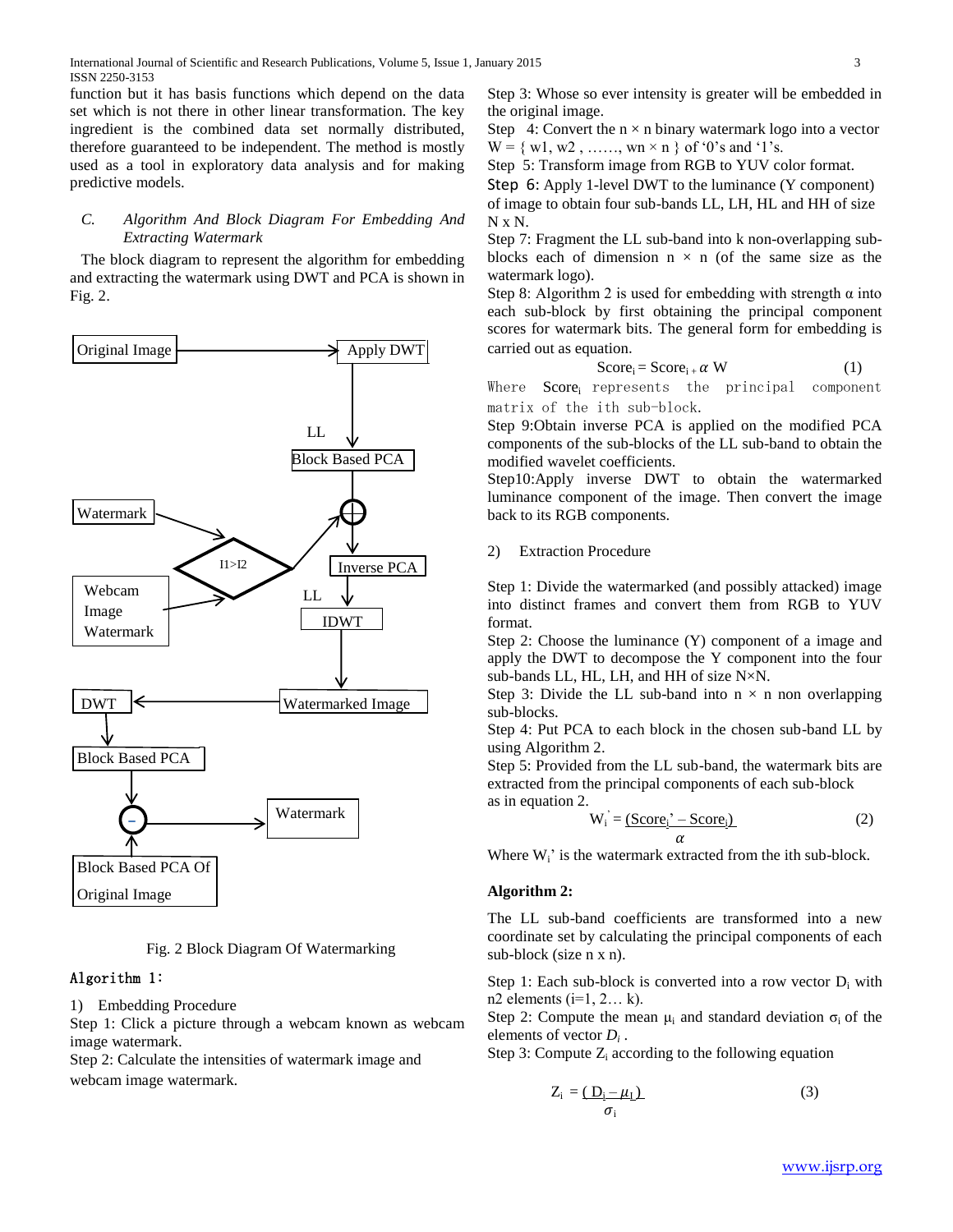function but it has basis functions which depend on the data set which is not there in other linear transformation. The key ingredient is the combined data set normally distributed, therefore guaranteed to be independent. The method is mostly used as a tool in exploratory data analysis and for making predictive models.

### *C. Algorithm And Block Diagram For Embedding And Extracting Watermark*

The block diagram to represent the algorithm for embedding and extracting the watermark using DWT and PCA is shown in Fig. 2.

Fig. 2 Block Diagram Of Watermarking

**Algorithm 1:**

1) Embedding Procedure

Step 1: Click a picture through a webcam known as webcam image watermark.

Step 2: Calculate the intensities of watermark image and webcam image watermark.

Step 3: Whose so ever intensity is greater will be embedded in the original image.

Step 4: Convert the $n \times n$ binary watermark logo into a vector $W = \{ w1, w2, \ldots\ldots, wn \times n \}$ of '0's and '1's.

Step 5: Transform image from RGB to YUV color format.

Step 6: Apply 1-level DWT to the luminance (Y component) of image to obtain four sub-bands LL, LH, HL and HH of size N x N.

Step 7: Fragment the LL sub-band into k non-overlapping sub-blocks each of dimension $n \times n$ (of the same size as the watermark logo).

Step 8: Algorithm 2 is used for embedding with strength $\alpha$ into each sub-block by first obtaining the principal component scores for watermark bits. The general form for embedding is carried out as equation.

$$Score_i = Score_{i} + \alpha W \qquad (1)$$

Where $Score_i$ represents the principal component matrix of the ith sub-block.

Step 9: Obtain inverse PCA is applied on the modified PCA components of the sub-blocks of the LL sub-band to obtain the modified wavelet coefficients.

Step10: Apply inverse DWT to obtain the watermarked luminance component of the image. Then convert the image back to its RGB components.

2) Extraction Procedure

Step 1: Divide the watermarked (and possibly attacked) image into distinct frames and convert them from RGB to YUV format.

Step 2: Choose the luminance (Y) component of a image and apply the DWT to decompose the Y component into the four sub-bands LL, HL, LH, and HH of size N×N.

Step 3: Divide the LL sub-band into $n \times n$ non overlapping sub-blocks.

Step 4: Put PCA to each block in the chosen sub-band LL by using Algorithm 2.

Step 5: Provided from the LL sub-band, the watermark bits are extracted from the principal components of each sub-block as in equation 2.

$$W_i' = \frac{(Score_i' - Score_i)}{\alpha} \qquad (2)$$

Where $W_i'$ is the watermark extracted from the ith sub-block.

**Algorithm 2:**

The LL sub-band coefficients are transformed into a new coordinate set by calculating the principal components of each sub-block (size n x n).

Step 1: Each sub-block is converted into a row vector $D_i$ with n2 elements (i=1, 2… k).

Step 2: Compute the mean $\mu_i$ and standard deviation $\sigma_i$ of the elements of vector $D_i$ .

Step 3: Compute $Z_i$ according to the following equation

$$Z_i = \frac{(D_i - \mu_I)}{\sigma_i} \qquad (3)$$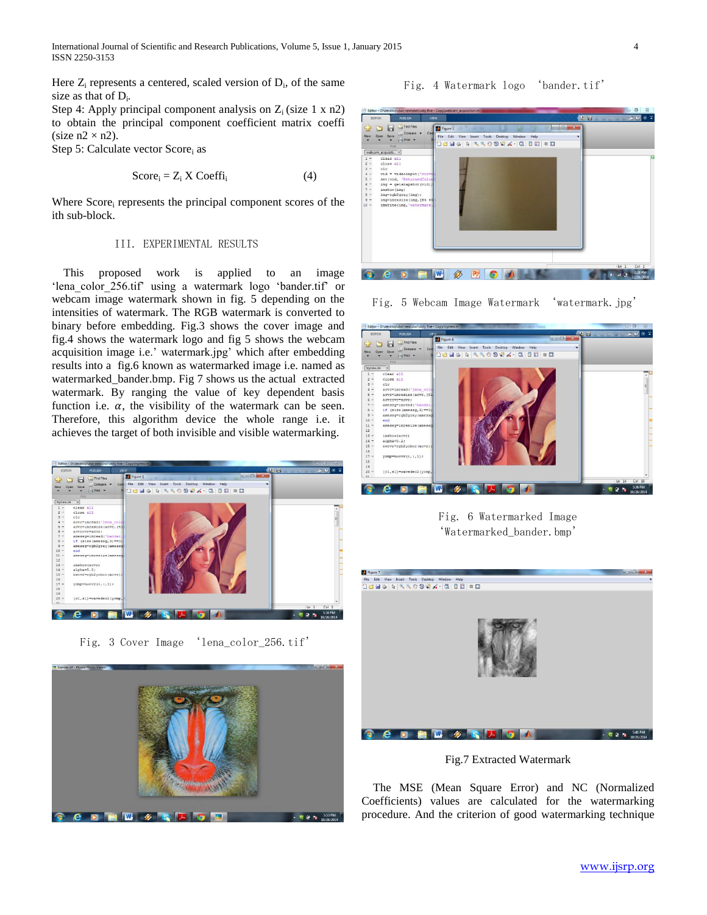Here $Z_i$ represents a centered, scaled version of $D_i$, of the same size as that of $D_i$.

Step 4: Apply principal component analysis on $Z_i$ (size 1 x n2) to obtain the principal component coefficient matrix coeffi (size n × n2).

Step 5: Calculate vector $Score_i$ as

$$Score_i = Z_i \times Coeffi_i \quad (4)$$

Where $Score_i$ represents the principal component scores of the ith sub-block.

## III. EXPERIMENTAL RESULTS

This proposed work is applied to an image 'lena_color_256.tif' using a watermark logo 'bander.tif' or webcam image watermark shown in fig. 5 depending on the intensities of watermark. The RGB watermark is converted to binary before embedding. Fig.3 shows the cover image and fig.4 shows the watermark logo and fig 5 shows the webcam acquisition image i.e.' watermark.jpg' which after embedding results into a fig.6 known as watermarked image i.e. named as watermarked_bander.bmp. Fig 7 shows us the actual extracted watermark. By ranging the value of key dependent basis function i.e. $\alpha$, the visibility of the watermark can be seen. Therefore, this algorithm device the whole range i.e. it achieves the target of both invisible and visible watermarking.

Fig. 3 Cover Image 'lena_color_256.tif'

Fig. 4 Watermark logo 'bander.tif'

Fig. 5 Webcam Image Watermark 'watermark.jpg'

Fig. 6 Watermarked Image 'Watermarked_bander.bmp'

Fig.7 Extracted Watermark

The MSE (Mean Square Error) and NC (Normalized Coefficients) values are calculated for the watermarking procedure. And the criterion of good watermarking technique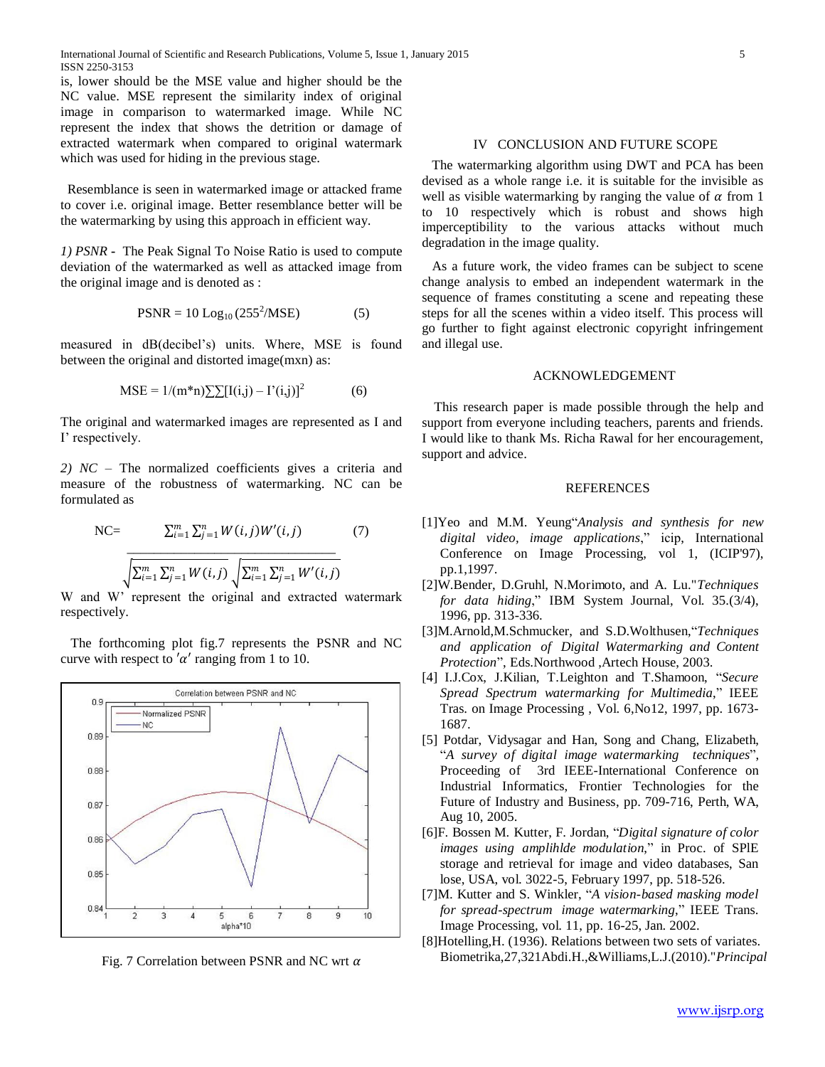is, lower should be the MSE value and higher should be the NC value. MSE represent the similarity index of original image in comparison to watermarked image. While NC represent the index that shows the detrition or damage of extracted watermark when compared to original watermark which was used for hiding in the previous stage.

Resemblance is seen in watermarked image or attacked frame to cover i.e. original image. Better resemblance better will be the watermarking by using this approach in efficient way.

*1) PSNR* - The Peak Signal To Noise Ratio is used to compute deviation of the watermarked as well as attacked image from the original image and is denoted as :

$$\text{PSNR} = 10 \text{ Log}_{10} (255^2/\text{MSE}) \qquad (5)$$

measured in dB(decibel's) units. Where, MSE is found between the original and distorted image(mxn) as:

$$\text{MSE} = 1/(m*n)\sum\sum[I(i,j) - I'(i,j)]^2 \qquad (6)$$

The original and watermarked images are represented as I and I' respectively.

*2) NC* – The normalized coefficients gives a criteria and measure of the robustness of watermarking. NC can be formulated as

$$\text{NC}= \frac{\sum_{i=1}^{m}\sum_{j=1}^{n} W(i,j)W'(i,j)}{\sqrt{\sum_{i=1}^{m}\sum_{j=1}^{n} W(i,j)}\sqrt{\sum_{i=1}^{m}\sum_{j=1}^{n} W'(i,j)}} \qquad (7)$$

W and W' represent the original and extracted watermark respectively.

The forthcoming plot fig.7 represents the PSNR and NC curve with respect to $'\alpha'$ ranging from 1 to 10.

Fig. 7 Correlation between PSNR and NC wrt $\alpha$

## IV CONCLUSION AND FUTURE SCOPE

The watermarking algorithm using DWT and PCA has been devised as a whole range i.e. it is suitable for the invisible as well as visible watermarking by ranging the value of $\alpha$ from 1 to 10 respectively which is robust and shows high imperceptibility to the various attacks without much degradation in the image quality.

As a future work, the video frames can be subject to scene change analysis to embed an independent watermark in the sequence of frames constituting a scene and repeating these steps for all the scenes within a video itself. This process will go further to fight against electronic copyright infringement and illegal use.

## ACKNOWLEDGEMENT

This research paper is made possible through the help and support from everyone including teachers, parents and friends. I would like to thank Ms. Richa Rawal for her encouragement, support and advice.

## REFERENCES

[1]Yeo and M.M. Yeung"*Analysis and synthesis for new digital video, image applications*," icip, International Conference on Image Processing, vol 1, (ICIP'97), pp.1,1997.

[2]W.Bender, D.Gruhl, N.Morimoto, and A. Lu."*Techniques for data hiding*," IBM System Journal, Vol. 35.(3/4), 1996, pp. 313-336.

[3]M.Arnold,M.Schmucker, and S.D.Wolthusen,"*Techniques and application of Digital Watermarking and Content Protection*", Eds.Northwood ,Artech House, 2003.

[4] I.J.Cox, J.Kilian, T.Leighton and T.Shamoon, "*Secure Spread Spectrum watermarking for Multimedia*," IEEE Tras. on Image Processing , Vol. 6,No12, 1997, pp. 1673-1687.

[5] Potdar, Vidysagar and Han, Song and Chang, Elizabeth, "*A survey of digital image watermarking techniques*", Proceeding of 3rd IEEE-International Conference on Industrial Informatics, Frontier Technologies for the Future of Industry and Business, pp. 709-716, Perth, WA, Aug 10, 2005.

[6]F. Bossen M. Kutter, F. Jordan, "*Digital signature of color images using amplihlde modulation*," in Proc. of SPIE storage and retrieval for image and video databases, San lose, USA, vol. 3022-5, February 1997, pp. 518-526.

[7]M. Kutter and S. Winkler, "*A vision-based masking model for spread-spectrum image watermarking*," IEEE Trans. Image Processing, vol. 11, pp. 16-25, Jan. 2002.

[8]Hotelling,H. (1936). Relations between two sets of variates. Biometrika,27,321Abdi.H.,&Williams,L.J.(2010)."*Principal*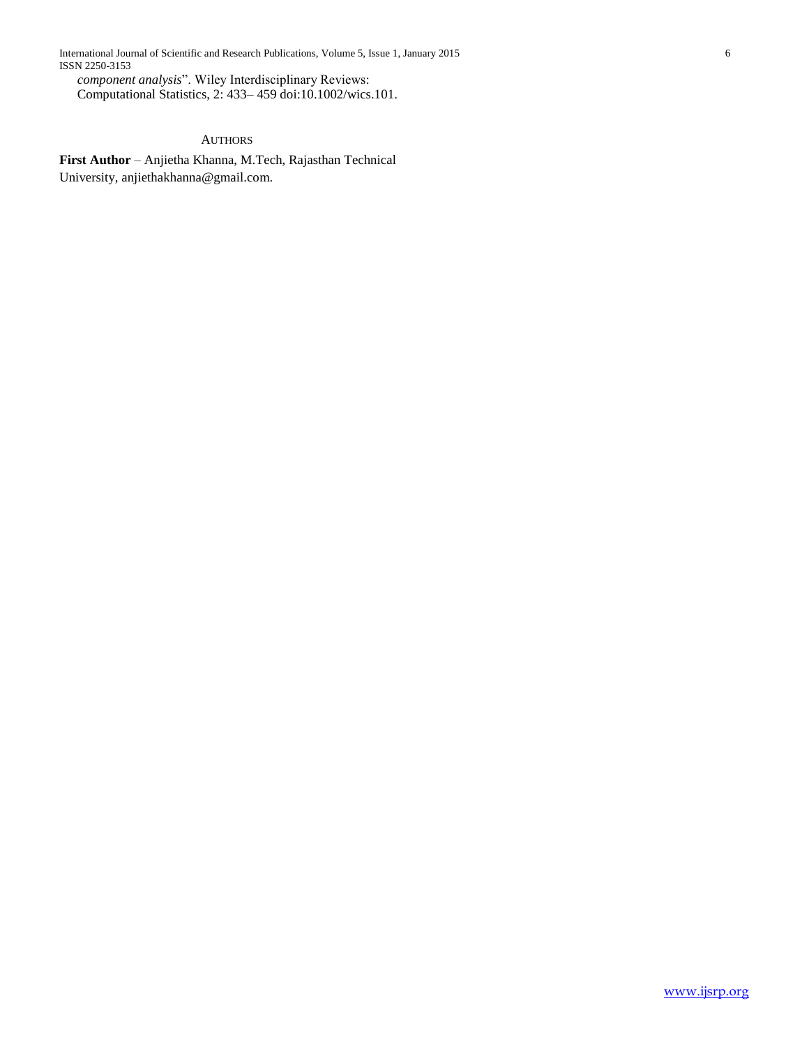*component analysis*". Wiley Interdisciplinary Reviews: Computational Statistics, 2: 433– 459 doi:10.1002/wics.101.

## AUTHORS

**First Author** – Anjietha Khanna, M.Tech, Rajasthan Technical University, anjiethakhanna@gmail.com.